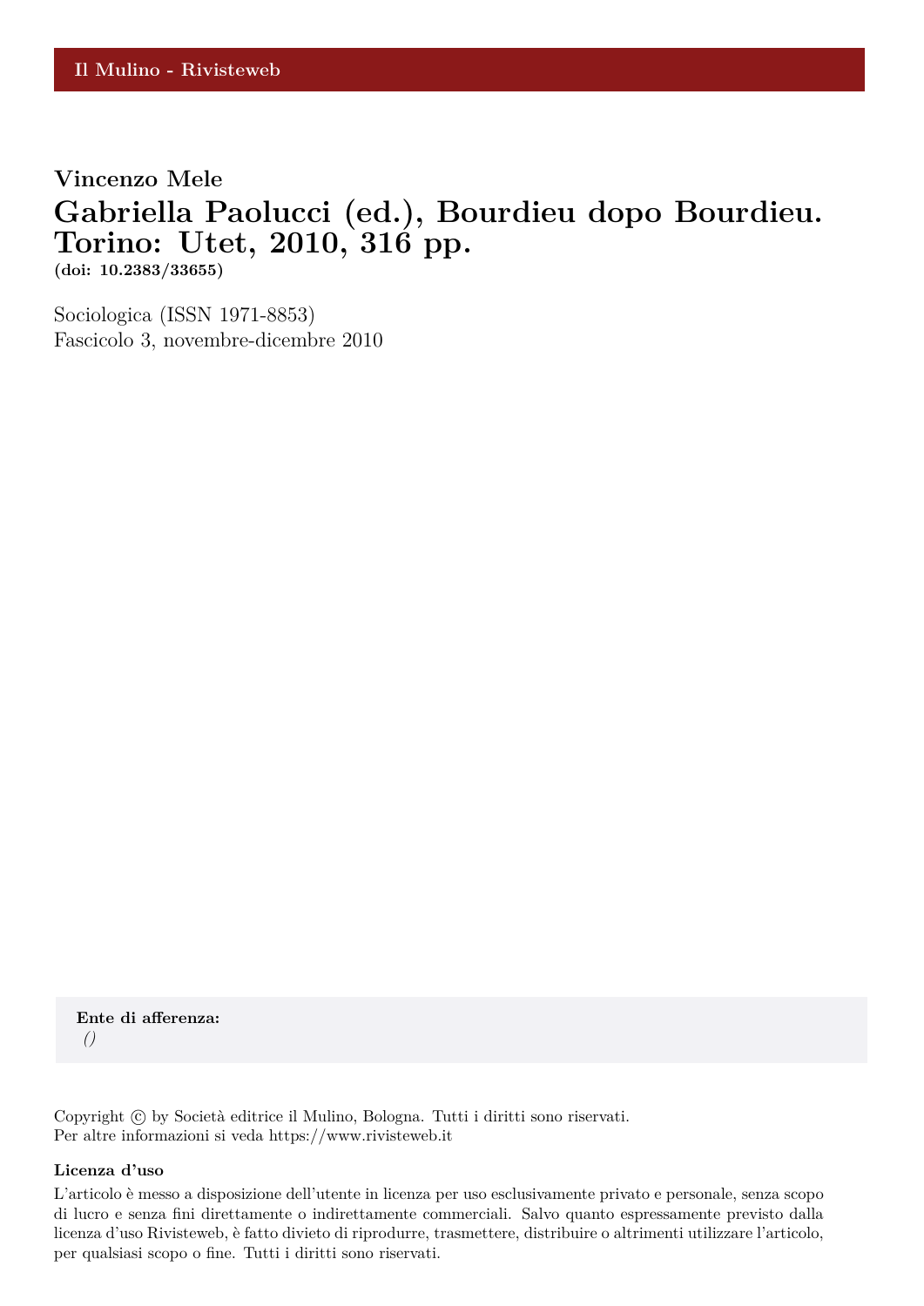Il Mulino - Rivisteweb

**Vincenzo Mele**

# Gabriella Paolucci (ed.), Bourdieu dopo Bourdieu. Torino: Utet, 2010, 316 pp.

**(doi: 10.2383/33655)**

Sociologica (ISSN 1971-8853)
Fascicolo 3, novembre-dicembre 2010

**Ente di afferenza:**
*()*

Copyright © by Società editrice il Mulino, Bologna. Tutti i diritti sono riservati.
Per altre informazioni si veda https://www.rivisteweb.it

**Licenza d'uso**

L'articolo è messo a disposizione dell'utente in licenza per uso esclusivamente privato e personale, senza scopo di lucro e senza fini direttamente o indirettamente commerciali. Salvo quanto espressamente previsto dalla licenza d'uso Rivisteweb, è fatto divieto di riprodurre, trasmettere, distribuire o altrimenti utilizzare l'articolo, per qualsiasi scopo o fine. Tutti i diritti sono riservati.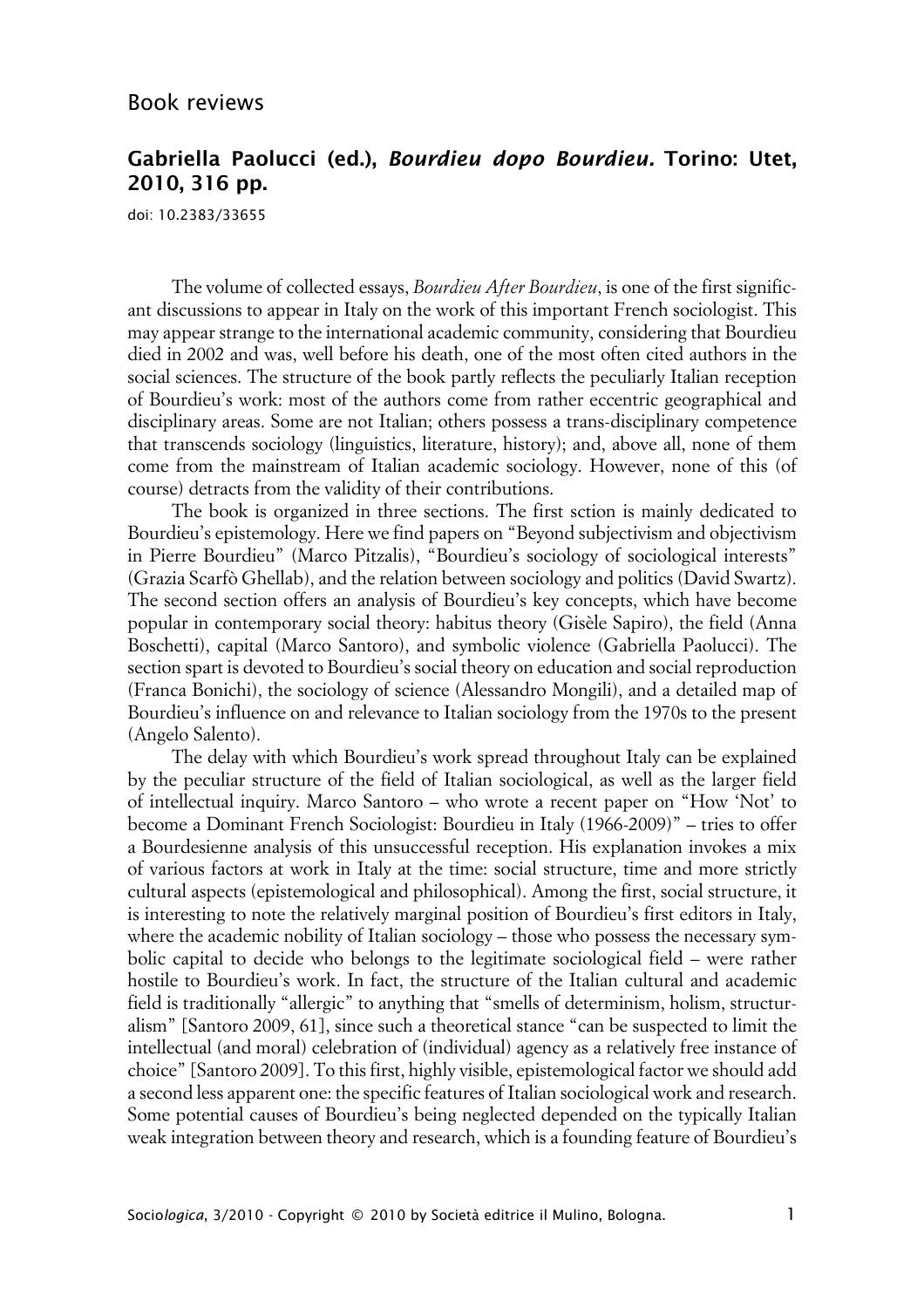# Book reviews

## Gabriella Paolucci (ed.), *Bourdieu dopo Bourdieu.* Torino: Utet, 2010, 316 pp.

doi: 10.2383/33655

The volume of collected essays, *Bourdieu After Bourdieu*, is one of the first significant discussions to appear in Italy on the work of this important French sociologist. This may appear strange to the international academic community, considering that Bourdieu died in 2002 and was, well before his death, one of the most often cited authors in the social sciences. The structure of the book partly reflects the peculiarly Italian reception of Bourdieu's work: most of the authors come from rather eccentric geographical and disciplinary areas. Some are not Italian; others possess a trans-disciplinary competence that transcends sociology (linguistics, literature, history); and, above all, none of them come from the mainstream of Italian academic sociology. However, none of this (of course) detracts from the validity of their contributions.

The book is organized in three sections. The first sction is mainly dedicated to Bourdieu's epistemology. Here we find papers on "Beyond subjectivism and objectivism in Pierre Bourdieu" (Marco Pitzalis), "Bourdieu's sociology of sociological interests" (Grazia Scarfò Ghellab), and the relation between sociology and politics (David Swartz). The second section offers an analysis of Bourdieu's key concepts, which have become popular in contemporary social theory: habitus theory (Gisèle Sapiro), the field (Anna Boschetti), capital (Marco Santoro), and symbolic violence (Gabriella Paolucci). The section spart is devoted to Bourdieu's social theory on education and social reproduction (Franca Bonichi), the sociology of science (Alessandro Mongili), and a detailed map of Bourdieu's influence on and relevance to Italian sociology from the 1970s to the present (Angelo Salento).

The delay with which Bourdieu's work spread throughout Italy can be explained by the peculiar structure of the field of Italian sociological, as well as the larger field of intellectual inquiry. Marco Santoro – who wrote a recent paper on "How 'Not' to become a Dominant French Sociologist: Bourdieu in Italy (1966-2009)" – tries to offer a Bourdesienne analysis of this unsuccessful reception. His explanation invokes a mix of various factors at work in Italy at the time: social structure, time and more strictly cultural aspects (epistemological and philosophical). Among the first, social structure, it is interesting to note the relatively marginal position of Bourdieu's first editors in Italy, where the academic nobility of Italian sociology – those who possess the necessary symbolic capital to decide who belongs to the legitimate sociological field – were rather hostile to Bourdieu's work. In fact, the structure of the Italian cultural and academic field is traditionally "allergic" to anything that "smells of determinism, holism, structuralism" [Santoro 2009, 61], since such a theoretical stance "can be suspected to limit the intellectual (and moral) celebration of (individual) agency as a relatively free instance of choice" [Santoro 2009]. To this first, highly visible, epistemological factor we should add a second less apparent one: the specific features of Italian sociological work and research. Some potential causes of Bourdieu's being neglected depended on the typically Italian weak integration between theory and research, which is a founding feature of Bourdieu's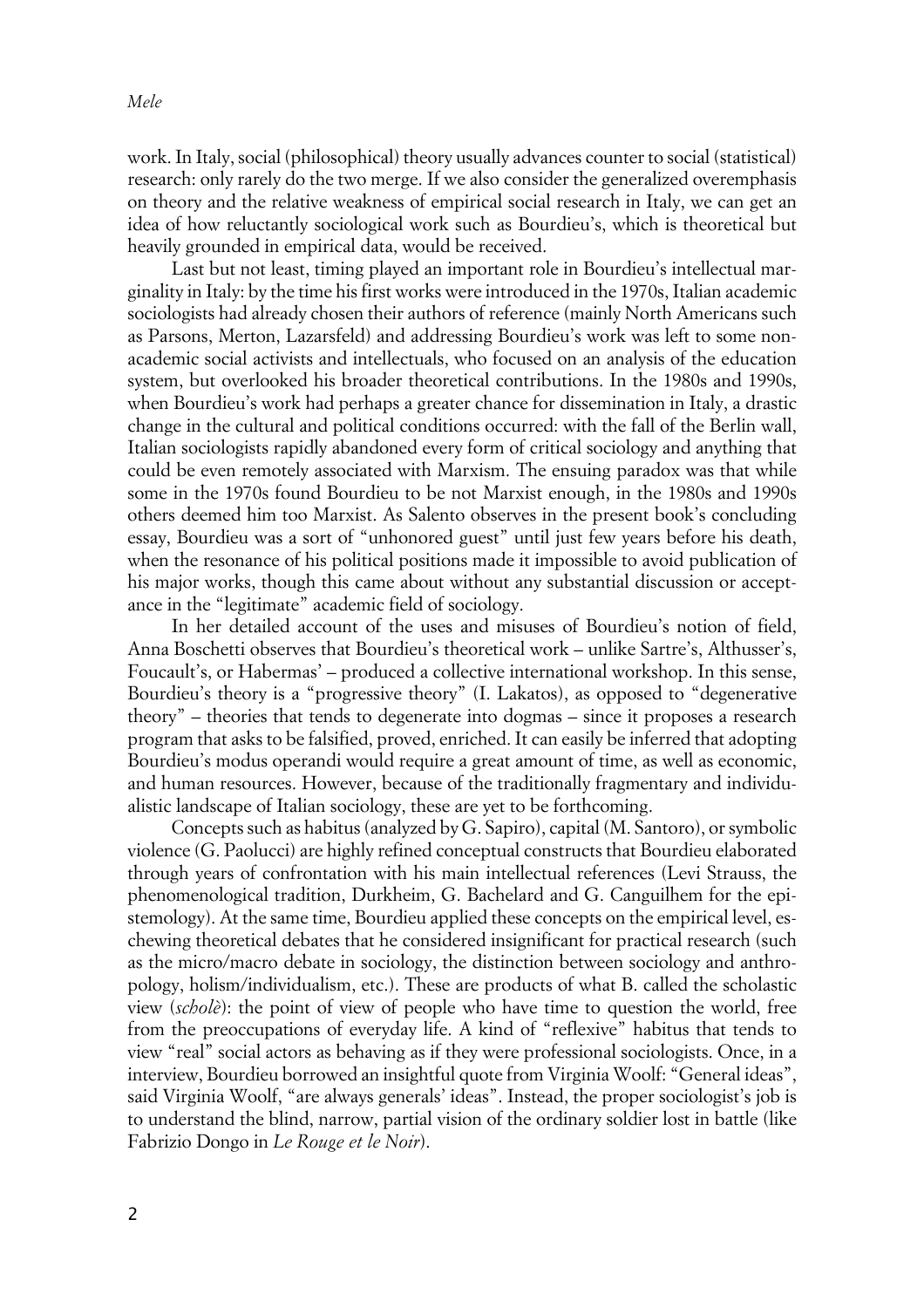work. In Italy, social (philosophical) theory usually advances counter to social (statistical) research: only rarely do the two merge. If we also consider the generalized overemphasis on theory and the relative weakness of empirical social research in Italy, we can get an idea of how reluctantly sociological work such as Bourdieu's, which is theoretical but heavily grounded in empirical data, would be received.

Last but not least, timing played an important role in Bourdieu's intellectual marginality in Italy: by the time his first works were introduced in the 1970s, Italian academic sociologists had already chosen their authors of reference (mainly North Americans such as Parsons, Merton, Lazarsfeld) and addressing Bourdieu's work was left to some non-academic social activists and intellectuals, who focused on an analysis of the education system, but overlooked his broader theoretical contributions. In the 1980s and 1990s, when Bourdieu's work had perhaps a greater chance for dissemination in Italy, a drastic change in the cultural and political conditions occurred: with the fall of the Berlin wall, Italian sociologists rapidly abandoned every form of critical sociology and anything that could be even remotely associated with Marxism. The ensuing paradox was that while some in the 1970s found Bourdieu to be not Marxist enough, in the 1980s and 1990s others deemed him too Marxist. As Salento observes in the present book's concluding essay, Bourdieu was a sort of "unhonored guest" until just few years before his death, when the resonance of his political positions made it impossible to avoid publication of his major works, though this came about without any substantial discussion or acceptance in the "legitimate" academic field of sociology.

In her detailed account of the uses and misuses of Bourdieu's notion of field, Anna Boschetti observes that Bourdieu's theoretical work – unlike Sartre's, Althusser's, Foucault's, or Habermas' – produced a collective international workshop. In this sense, Bourdieu's theory is a "progressive theory" (I. Lakatos), as opposed to "degenerative theory" – theories that tends to degenerate into dogmas – since it proposes a research program that asks to be falsified, proved, enriched. It can easily be inferred that adopting Bourdieu's modus operandi would require a great amount of time, as well as economic, and human resources. However, because of the traditionally fragmentary and individualistic landscape of Italian sociology, these are yet to be forthcoming.

Concepts such as habitus (analyzed by G. Sapiro), capital (M. Santoro), or symbolic violence (G. Paolucci) are highly refined conceptual constructs that Bourdieu elaborated through years of confrontation with his main intellectual references (Levi Strauss, the phenomenological tradition, Durkheim, G. Bachelard and G. Canguilhem for the epistemology). At the same time, Bourdieu applied these concepts on the empirical level, eschewing theoretical debates that he considered insignificant for practical research (such as the micro/macro debate in sociology, the distinction between sociology and anthropology, holism/individualism, etc.). These are products of what B. called the scholastic view (*scholè*): the point of view of people who have time to question the world, free from the preoccupations of everyday life. A kind of "reflexive" habitus that tends to view "real" social actors as behaving as if they were professional sociologists. Once, in a interview, Bourdieu borrowed an insightful quote from Virginia Woolf: "General ideas", said Virginia Woolf, "are always generals' ideas". Instead, the proper sociologist's job is to understand the blind, narrow, partial vision of the ordinary soldier lost in battle (like Fabrizio Dongo in *Le Rouge et le Noir*).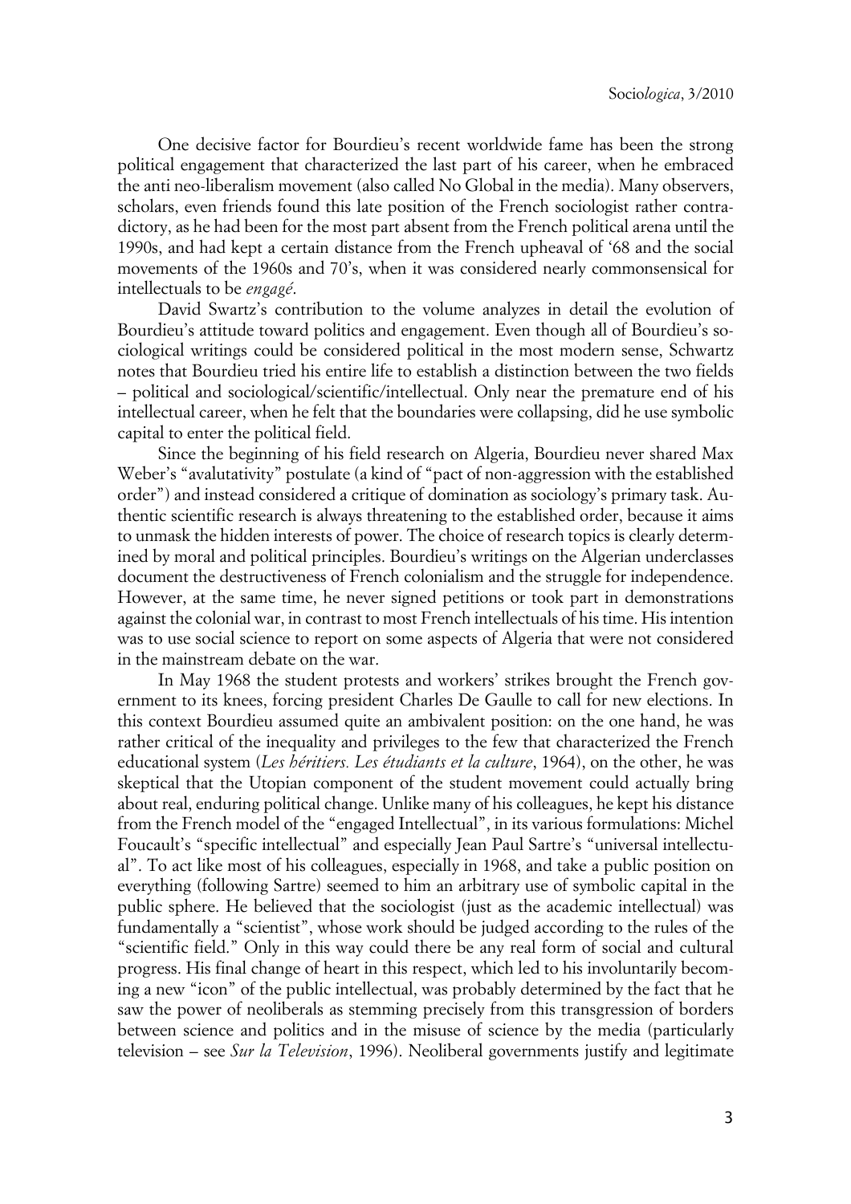One decisive factor for Bourdieu's recent worldwide fame has been the strong political engagement that characterized the last part of his career, when he embraced the anti neo-liberalism movement (also called No Global in the media). Many observers, scholars, even friends found this late position of the French sociologist rather contradictory, as he had been for the most part absent from the French political arena until the 1990s, and had kept a certain distance from the French upheaval of '68 and the social movements of the 1960s and 70's, when it was considered nearly commonsensical for intellectuals to be *engagé*.

David Swartz's contribution to the volume analyzes in detail the evolution of Bourdieu's attitude toward politics and engagement. Even though all of Bourdieu's sociological writings could be considered political in the most modern sense, Schwartz notes that Bourdieu tried his entire life to establish a distinction between the two fields – political and sociological/scientific/intellectual. Only near the premature end of his intellectual career, when he felt that the boundaries were collapsing, did he use symbolic capital to enter the political field.

Since the beginning of his field research on Algeria, Bourdieu never shared Max Weber's "avalutativity" postulate (a kind of "pact of non-aggression with the established order") and instead considered a critique of domination as sociology's primary task. Authentic scientific research is always threatening to the established order, because it aims to unmask the hidden interests of power. The choice of research topics is clearly determined by moral and political principles. Bourdieu's writings on the Algerian underclasses document the destructiveness of French colonialism and the struggle for independence. However, at the same time, he never signed petitions or took part in demonstrations against the colonial war, in contrast to most French intellectuals of his time. His intention was to use social science to report on some aspects of Algeria that were not considered in the mainstream debate on the war.

In May 1968 the student protests and workers' strikes brought the French government to its knees, forcing president Charles De Gaulle to call for new elections. In this context Bourdieu assumed quite an ambivalent position: on the one hand, he was rather critical of the inequality and privileges to the few that characterized the French educational system (*Les héritiers. Les étudiants et la culture*, 1964), on the other, he was skeptical that the Utopian component of the student movement could actually bring about real, enduring political change. Unlike many of his colleagues, he kept his distance from the French model of the "engaged Intellectual", in its various formulations: Michel Foucault's "specific intellectual" and especially Jean Paul Sartre's "universal intellectual". To act like most of his colleagues, especially in 1968, and take a public position on everything (following Sartre) seemed to him an arbitrary use of symbolic capital in the public sphere. He believed that the sociologist (just as the academic intellectual) was fundamentally a "scientist", whose work should be judged according to the rules of the "scientific field." Only in this way could there be any real form of social and cultural progress. His final change of heart in this respect, which led to his involuntarily becoming a new "icon" of the public intellectual, was probably determined by the fact that he saw the power of neoliberals as stemming precisely from this transgression of borders between science and politics and in the misuse of science by the media (particularly television – see *Sur la Television*, 1996). Neoliberal governments justify and legitimate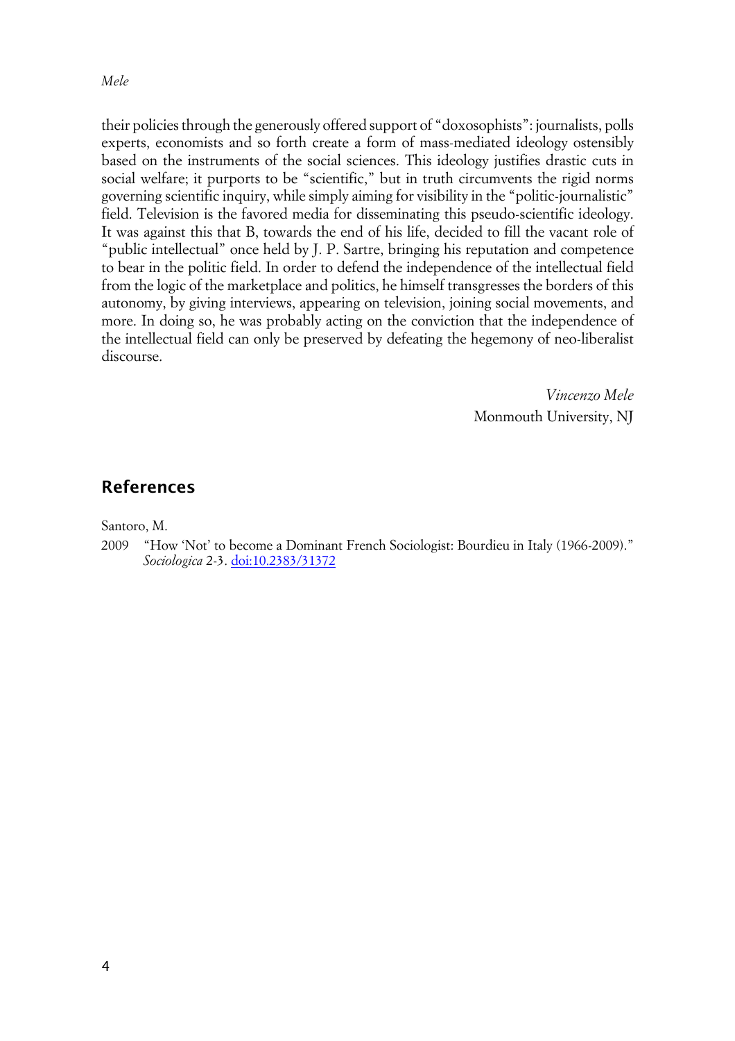their policies through the generously offered support of "doxosophists": journalists, polls experts, economists and so forth create a form of mass-mediated ideology ostensibly based on the instruments of the social sciences. This ideology justifies drastic cuts in social welfare; it purports to be "scientific," but in truth circumvents the rigid norms governing scientific inquiry, while simply aiming for visibility in the "politic-journalistic" field. Television is the favored media for disseminating this pseudo-scientific ideology. It was against this that B, towards the end of his life, decided to fill the vacant role of "public intellectual" once held by J. P. Sartre, bringing his reputation and competence to bear in the politic field. In order to defend the independence of the intellectual field from the logic of the marketplace and politics, he himself transgresses the borders of this autonomy, by giving interviews, appearing on television, joining social movements, and more. In doing so, he was probably acting on the conviction that the independence of the intellectual field can only be preserved by defeating the hegemony of neo-liberalist discourse.

*Vincenzo Mele*
Monmouth University, NJ

## References

Santoro, M.

2009 "How 'Not' to become a Dominant French Sociologist: Bourdieu in Italy (1966-2009)." *Sociologica* 2-3. doi:10.2383/31372